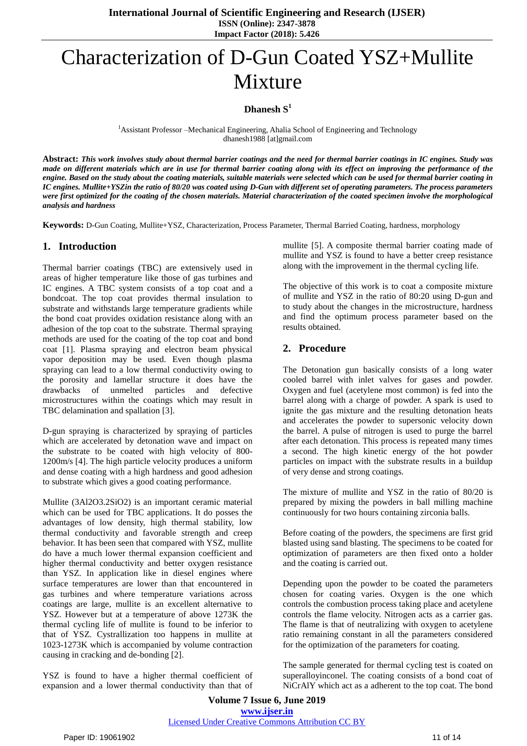# Characterization of D-Gun Coated YSZ+Mullite Mixture

**Dhanesh S**[1]

[1]Assistant Professor –Mechanical Engineering, Ahalia School of Engineering and Technology
dhanesh1988 [at]gmail.com

**Abstract:** ***This work involves study about thermal barrier coatings and the need for thermal barrier coatings in IC engines. Study was made on different materials which are in use for thermal barrier coating along with its effect on improving the performance of the engine. Based on the study about the coating materials, suitable materials were selected which can be used for thermal barrier coating in IC engines. Mullite+YSZin the ratio of 80/20 was coated using D-Gun with different set of operating parameters. The process parameters were first optimized for the coating of the chosen materials. Material characterization of the coated specimen involve the morphological analysis and hardness***

**Keywords:** D-Gun Coating, Mullite+YSZ, Characterization, Process Parameter, Thermal Barried Coating, hardness, morphology

## 1. Introduction

Thermal barrier coatings (TBC) are extensively used in areas of higher temperature like those of gas turbines and IC engines. A TBC system consists of a top coat and a bondcoat. The top coat provides thermal insulation to substrate and withstands large temperature gradients while the bond coat provides oxidation resistance along with an adhesion of the top coat to the substrate. Thermal spraying methods are used for the coating of the top coat and bond coat [1]. Plasma spraying and electron beam physical vapor deposition may be used. Even though plasma spraying can lead to a low thermal conductivity owing to the porosity and lamellar structure it does have the drawbacks of unmelted particles and defective microstructures within the coatings which may result in TBC delamination and spallation [3].

D-gun spraying is characterized by spraying of particles which are accelerated by detonation wave and impact on the substrate to be coated with high velocity of 800-1200m/s [4]. The high particle velocity produces a uniform and dense coating with a high hardness and good adhesion to substrate which gives a good coating performance.

Mullite ($3Al_2O_3.2SiO_2$) is an important ceramic material which can be used for TBC applications. It do posses the advantages of low density, high thermal stability, low thermal conductivity and favorable strength and creep behavior. It has been seen that compared with YSZ, mullite do have a much lower thermal expansion coefficient and higher thermal conductivity and better oxygen resistance than YSZ. In application like in diesel engines where surface temperatures are lower than that encountered in gas turbines and where temperature variations across coatings are large, mullite is an excellent alternative to YSZ. However but at a temperature of above 1273K the thermal cycling life of mullite is found to be inferior to that of YSZ. Cystrallization too happens in mullite at 1023-1273K which is accompanied by volume contraction causing in cracking and de-bonding [2].

YSZ is found to have a higher thermal coefficient of expansion and a lower thermal conductivity than that of mullite [5]. A composite thermal barrier coating made of mullite and YSZ is found to have a better creep resistance along with the improvement in the thermal cycling life.

The objective of this work is to coat a composite mixture of mullite and YSZ in the ratio of 80:20 using D-gun and to study about the changes in the microstructure, hardness and find the optimum process parameter based on the results obtained.

## 2. Procedure

The Detonation gun basically consists of a long water cooled barrel with inlet valves for gases and powder. Oxygen and fuel (acetylene most common) is fed into the barrel along with a charge of powder. A spark is used to ignite the gas mixture and the resulting detonation heats and accelerates the powder to supersonic velocity down the barrel. A pulse of nitrogen is used to purge the barrel after each detonation. This process is repeated many times a second. The high kinetic energy of the hot powder particles on impact with the substrate results in a buildup of very dense and strong coatings.

The mixture of mullite and YSZ in the ratio of 80/20 is prepared by mixing the powders in ball milling machine continuously for two hours containing zirconia balls.

Before coating of the powders, the specimens are first grid blasted using sand blasting. The specimens to be coated for optimization of parameters are then fixed onto a holder and the coating is carried out.

Depending upon the powder to be coated the parameters chosen for coating varies. Oxygen is the one which controls the combustion process taking place and acetylene controls the flame velocity. Nitrogen acts as a carrier gas. The flame is that of neutralizing with oxygen to acetylene ratio remaining constant in all the parameters considered for the optimization of the parameters for coating.

The sample generated for thermal cycling test is coated on superalloyinconel. The coating consists of a bond coat of NiCrAlY which act as a adherent to the top coat. The bond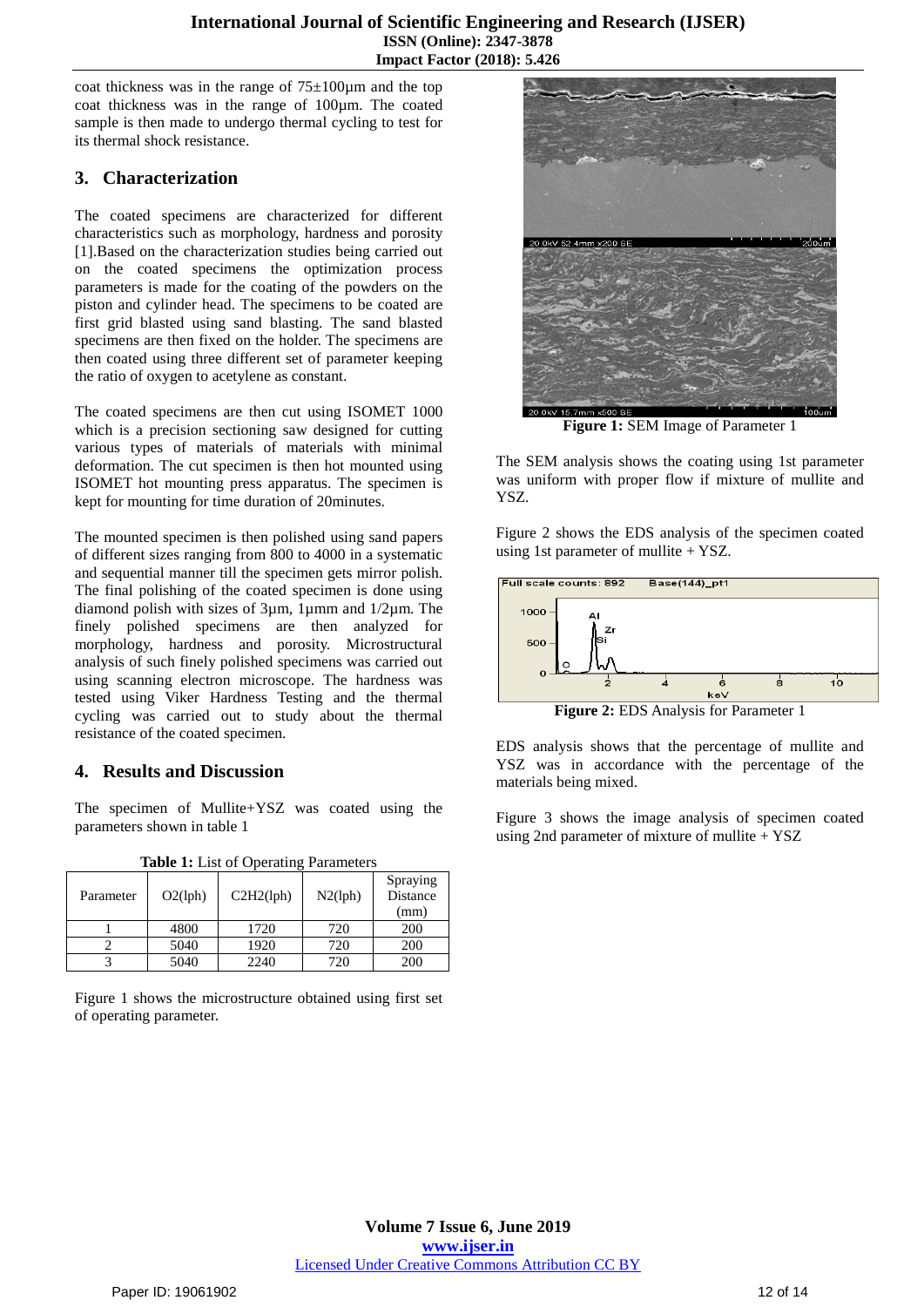coat thickness was in the range of 75±100µm and the top coat thickness was in the range of 100µm. The coated sample is then made to undergo thermal cycling to test for its thermal shock resistance.

## 3. Characterization

The coated specimens are characterized for different characteristics such as morphology, hardness and porosity [1].Based on the characterization studies being carried out on the coated specimens the optimization process parameters is made for the coating of the powders on the piston and cylinder head. The specimens to be coated are first grid blasted using sand blasting. The sand blasted specimens are then fixed on the holder. The specimens are then coated using three different set of parameter keeping the ratio of oxygen to acetylene as constant.

The coated specimens are then cut using ISOMET 1000 which is a precision sectioning saw designed for cutting various types of materials with minimal deformation. The cut specimen is then hot mounted using ISOMET hot mounting press apparatus. The specimen is kept for mounting for time duration of 20minutes.

The mounted specimen is then polished using sand papers of different sizes ranging from 800 to 4000 in a systematic and sequential manner till the specimen gets mirror polish. The final polishing of the coated specimen is done using diamond polish with sizes of 3µm, 1µmm and 1/2µm. The finely polished specimens are then analyzed for morphology, hardness and porosity. Microstructural analysis of such finely polished specimens was carried out using scanning electron microscope. The hardness was tested using Viker Hardness Testing and the thermal cycling was carried out to study about the thermal resistance of the coated specimen.

## 4. Results and Discussion

The specimen of Mullite+YSZ was coated using the parameters shown in table 1

**Table 1:** List of Operating Parameters

| Parameter | O2(lph) | C2H2(lph) | N2(lph) | Spraying Distance (mm) |
|---|---|---|---|---|
| 1 | 4800 | 1720 | 720 | 200 |
| 2 | 5040 | 1920 | 720 | 200 |
| 3 | 5040 | 2240 | 720 | 200 |

Figure 1 shows the microstructure obtained using first set of operating parameter.

**Figure 1:** SEM Image of Parameter 1

The SEM analysis shows the coating using 1st parameter was uniform with proper flow if mixture of mullite and YSZ.

Figure 2 shows the EDS analysis of the specimen coated using 1st parameter of mullite + YSZ.

**Figure 2:** EDS Analysis for Parameter 1

EDS analysis shows that the percentage of mullite and YSZ was in accordance with the percentage of the materials being mixed.

Figure 3 shows the image analysis of specimen coated using 2nd parameter of mixture of mullite + YSZ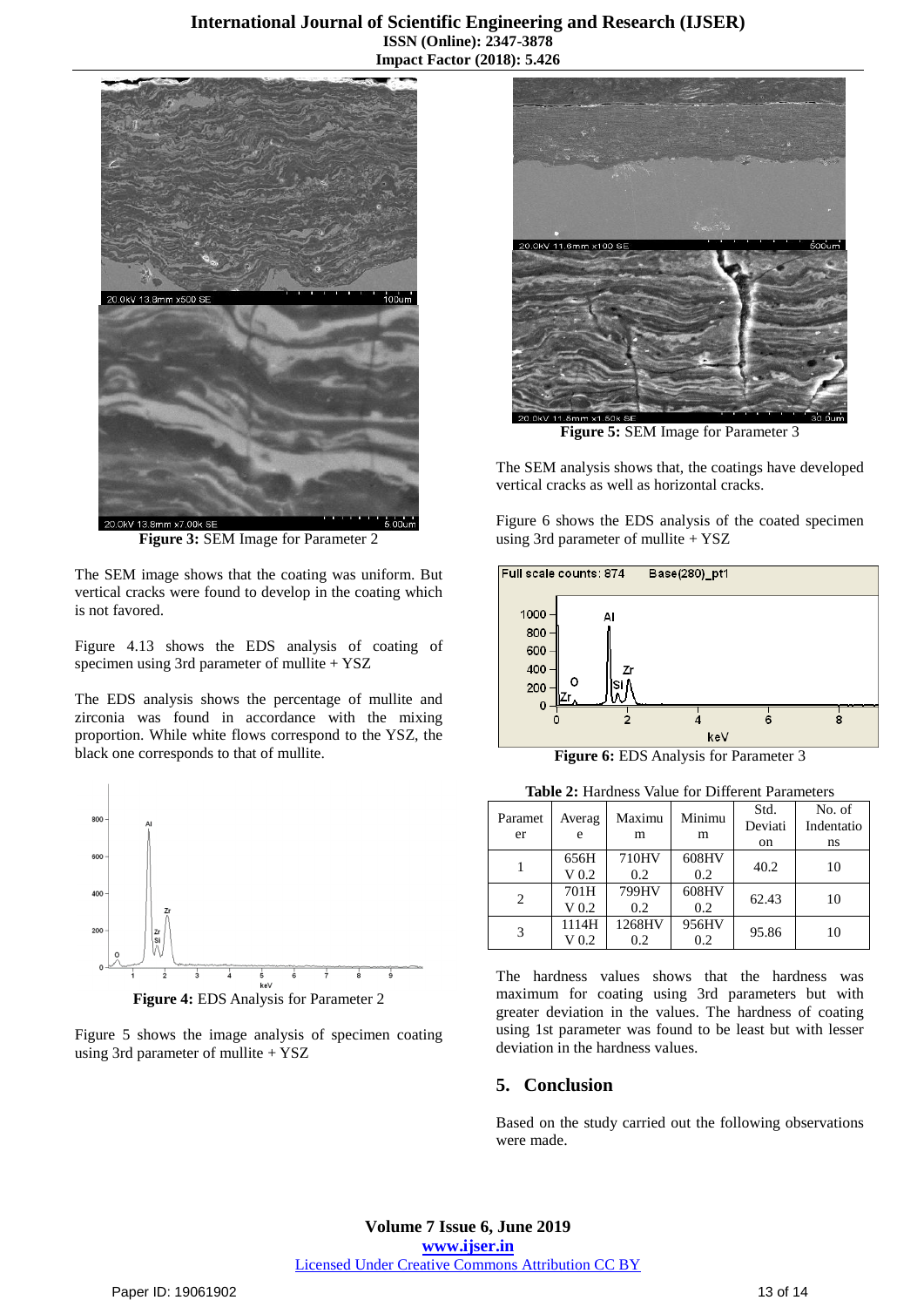Figure 3: SEM Image for Parameter 2

The SEM image shows that the coating was uniform. But vertical cracks were found to develop in the coating which is not favored.

Figure 4.13 shows the EDS analysis of coating of specimen using 3rd parameter of mullite + YSZ

The EDS analysis shows the percentage of mullite and zirconia was found in accordance with the mixing proportion. While white flows correspond to the YSZ, the black one corresponds to that of mullite.

Figure 4: EDS Analysis for Parameter 2

Figure 5 shows the image analysis of specimen coating using 3rd parameter of mullite + YSZ

Figure 5: SEM Image for Parameter 3

The SEM analysis shows that, the coatings have developed vertical cracks as well as horizontal cracks.

Figure 6 shows the EDS analysis of the coated specimen using 3rd parameter of mullite + YSZ

Figure 6: EDS Analysis for Parameter 3

**Table 2:** Hardness Value for Different Parameters

| Parameter | Average | Maximum | Minimum | Std. Deviation | No. of Indentations |
|---|---|---|---|---|---|
| 1 | 656HV 0.2 | 710HV 0.2 | 608HV 0.2 | 40.2 | 10 |
| 2 | 701HV 0.2 | 799HV 0.2 | 608HV 0.2 | 62.43 | 10 |
| 3 | 1114HV 0.2 | 1268HV 0.2 | 956HV 0.2 | 95.86 | 10 |

The hardness values shows that the hardness was maximum for coating using 3rd parameters but with greater deviation in the values. The hardness of coating using 1st parameter was found to be least but with lesser deviation in the hardness values.

## 5. Conclusion

Based on the study carried out the following observations were made.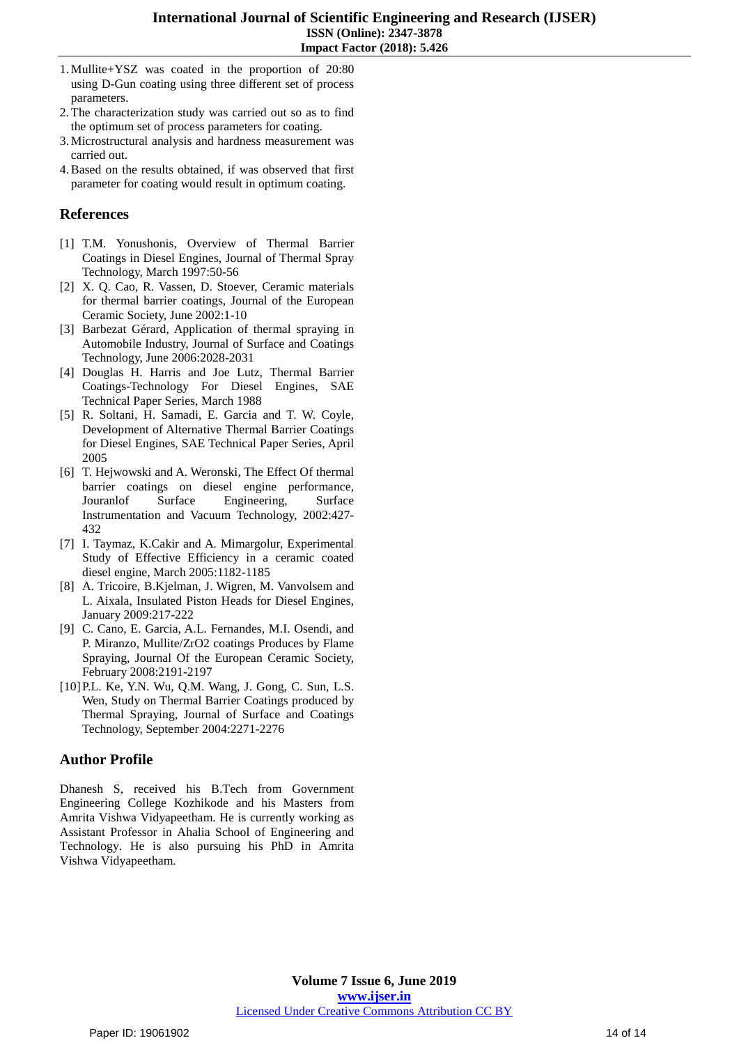1. Mullite+YSZ was coated in the proportion of 20:80 using D-Gun coating using three different set of process parameters.
2. The characterization study was carried out so as to find the optimum set of process parameters for coating.
3. Microstructural analysis and hardness measurement was carried out.
4. Based on the results obtained, if was observed that first parameter for coating would result in optimum coating.

## References

[1] T.M. Yonushonis, Overview of Thermal Barrier Coatings in Diesel Engines, Journal of Thermal Spray Technology, March 1997:50-56

[2] X. Q. Cao, R. Vassen, D. Stoever, Ceramic materials for thermal barrier coatings, Journal of the European Ceramic Society, June 2002:1-10

[3] Barbezat Gérard, Application of thermal spraying in Automobile Industry, Journal of Surface and Coatings Technology, June 2006:2028-2031

[4] Douglas H. Harris and Joe Lutz, Thermal Barrier Coatings-Technology For Diesel Engines, SAE Technical Paper Series, March 1988

[5] R. Soltani, H. Samadi, E. Garcia and T. W. Coyle, Development of Alternative Thermal Barrier Coatings for Diesel Engines, SAE Technical Paper Series, April 2005

[6] T. Hejwowski and A. Weronski, The Effect Of thermal barrier coatings on diesel engine performance, Jouranlof Surface Engineering, Surface Instrumentation and Vacuum Technology, 2002:427-432

[7] I. Taymaz, K.Cakir and A. Mimargolur, Experimental Study of Effective Efficiency in a ceramic coated diesel engine, March 2005:1182-1185

[8] A. Tricoire, B.Kjelman, J. Wigren, M. Vanvolsem and L. Aixala, Insulated Piston Heads for Diesel Engines, January 2009:217-222

[9] C. Cano, E. Garcia, A.L. Fernandes, M.I. Osendi, and P. Miranzo, Mullite/ZrO2 coatings Produces by Flame Spraying, Journal Of the European Ceramic Society, February 2008:2191-2197

[10] P.L. Ke, Y.N. Wu, Q.M. Wang, J. Gong, C. Sun, L.S. Wen, Study on Thermal Barrier Coatings produced by Thermal Spraying, Journal of Surface and Coatings Technology, September 2004:2271-2276

## Author Profile

Dhanesh S, received his B.Tech from Government Engineering College Kozhikode and his Masters from Amrita Vishwa Vidyapeetham. He is currently working as Assistant Professor in Ahalia School of Engineering and Technology. He is also pursuing his PhD in Amrita Vishwa Vidyapeetham.